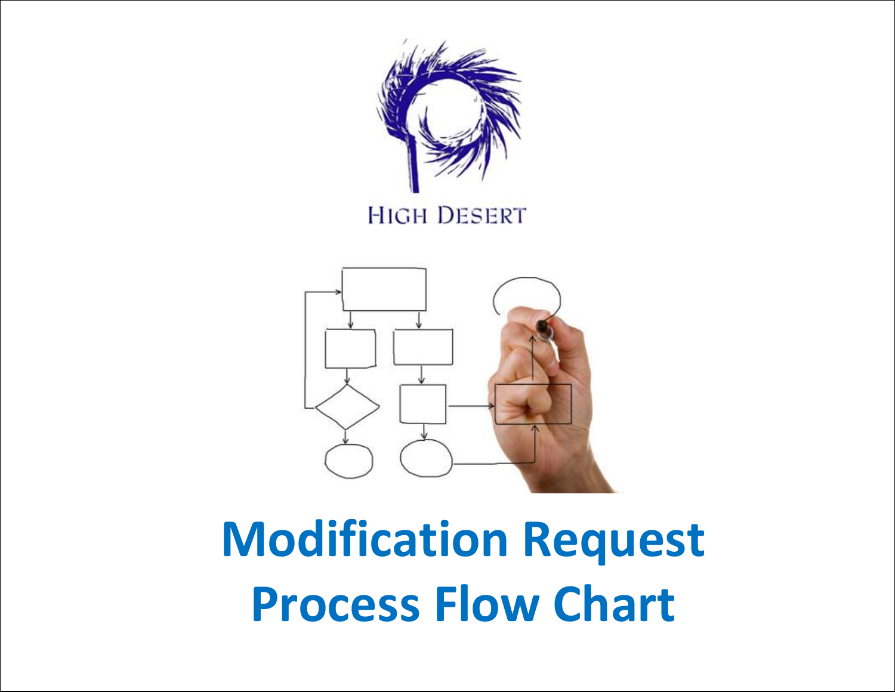HIGH DESERT

# Modification Request Process Flow Chart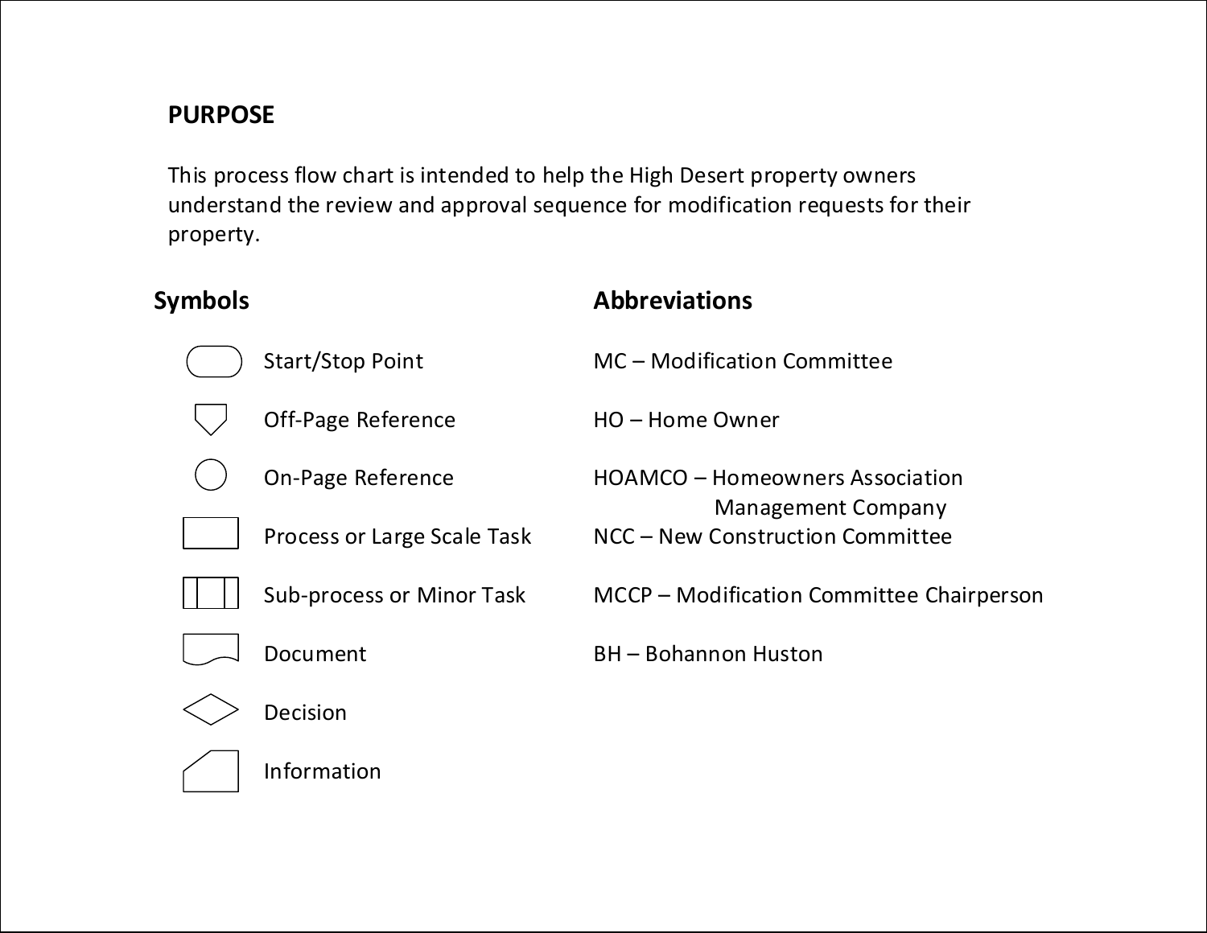## PURPOSE

This process flow chart is intended to help the High Desert property owners understand the review and approval sequence for modification requests for their property.

### Symbols

- Start/Stop Point
- Off-Page Reference
- On-Page Reference
- Process or Large Scale Task
- Sub-process or Minor Task
- Document
- Decision
- Information

### Abbreviations

- MC – Modification Committee
- HO – Home Owner
- HOAMCO – Homeowners Association Management Company
- NCC – New Construction Committee
- MCCP – Modification Committee Chairperson
- BH – Bohannon Huston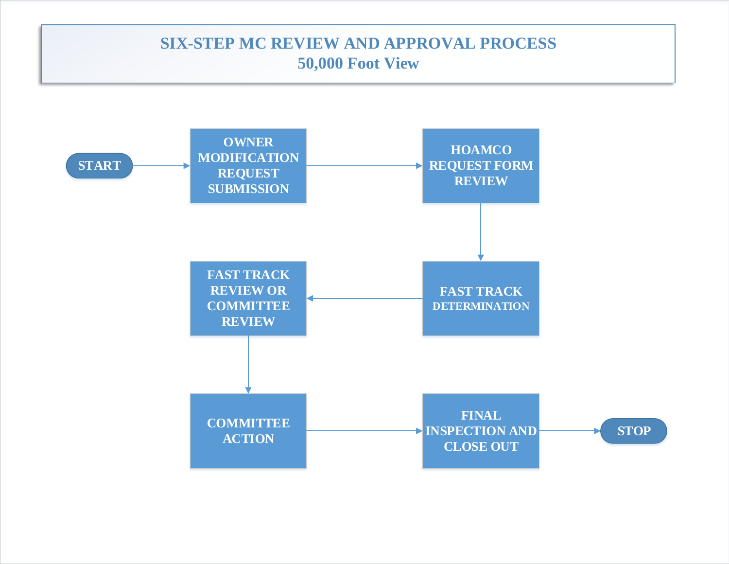# SIX-STEP MC REVIEW AND APPROVAL PROCESS

## 50,000 Foot View

START → OWNER MODIFICATION REQUEST SUBMISSION → HOAMCO REQUEST FORM REVIEW → FAST TRACK DETERMINATION → FAST TRACK REVIEW OR COMMITTEE REVIEW → COMMITTEE ACTION → FINAL INSPECTION AND CLOSE OUT → STOP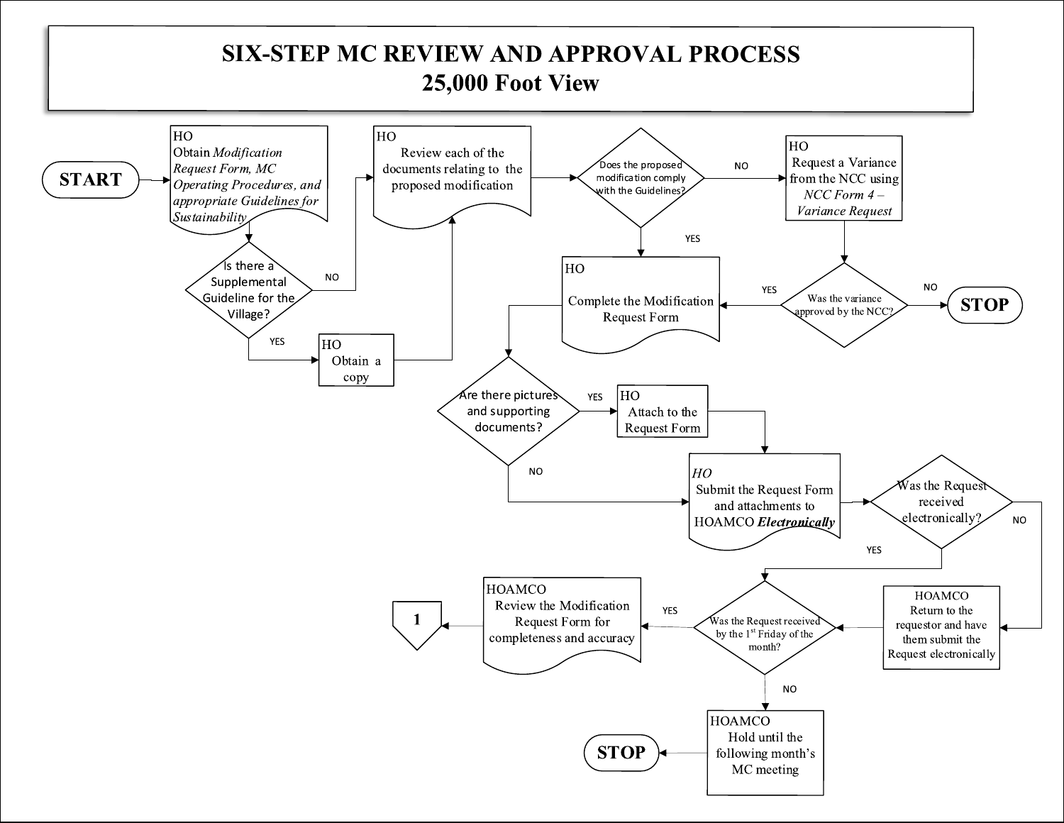# SIX-STEP MC REVIEW AND APPROVAL PROCESS
## 25,000 Foot View

START

HO
Obtain *Modification Request Form, MC Operating Procedures, and appropriate Guidelines for Sustainability*

Is there a Supplemental Guideline for the Village?

YES

HO
Obtain a copy

NO

HO
Review each of the documents relating to the proposed modification

Does the proposed modification comply with the Guidelines?

NO

HO
Request a Variance from the NCC using *NCC Form 4 – Variance Request*

Was the variance approved by the NCC?

NO

STOP

YES

YES

HO
Complete the Modification Request Form

Are there pictures and supporting documents?

YES

HO
Attach to the Request Form

NO

*HO*
Submit the Request Form and attachments to HOAMCO ***Electronically***

Was the Request received electronically?

NO

HOAMCO
Return to the requestor and have them submit the Request electronically

YES

Was the Request received by the 1st Friday of the month?

YES

HOAMCO
Review the Modification Request Form for completeness and accuracy

1

NO

HOAMCO
Hold until the following month's MC meeting

STOP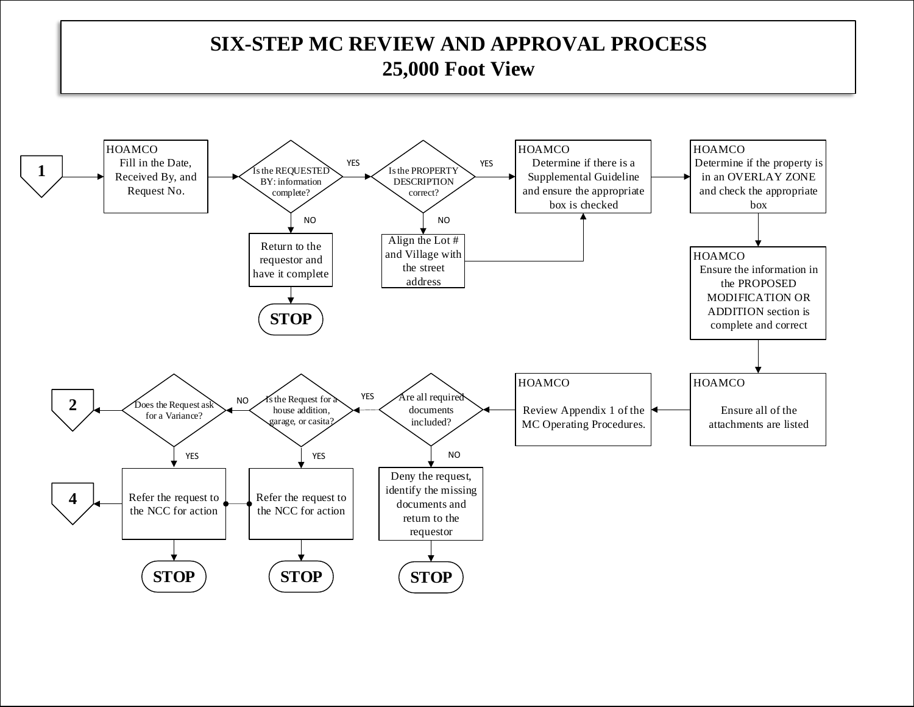# SIX-STEP MC REVIEW AND APPROVAL PROCESS
## 25,000 Foot View

**1** → HOAMCO: Fill in the Date, Received By, and Request No.

→ Is the REQUESTED BY: information complete?
- NO → Return to the requestor and have it complete → **STOP**
- YES → Is the PROPERTY DESCRIPTION correct?
  - NO → Align the Lot # and Village with the street address → (continue to Supplemental Guideline step)
  - YES → HOAMCO: Determine if there is a Supplemental Guideline and ensure the appropriate box is checked

→ HOAMCO: Determine if the property is in an OVERLAY ZONE and check the appropriate box

→ HOAMCO: Ensure the information in the PROPOSED MODIFICATION OR ADDITION section is complete and correct

→ HOAMCO: Ensure all of the attachments are listed

→ HOAMCO: Review Appendix 1 of the MC Operating Procedures.

→ Are all required documents included?
- NO → Deny the request, identify the missing documents and return to the requestor → **STOP**
- YES → Is the Request for a house addition, garage, or casita?
  - YES → Refer the request to the NCC for action → **STOP**
  - NO → Does the Request ask for a Variance?
    - NO → **2**
    - YES → Refer the request to the NCC for action → **4** / **STOP**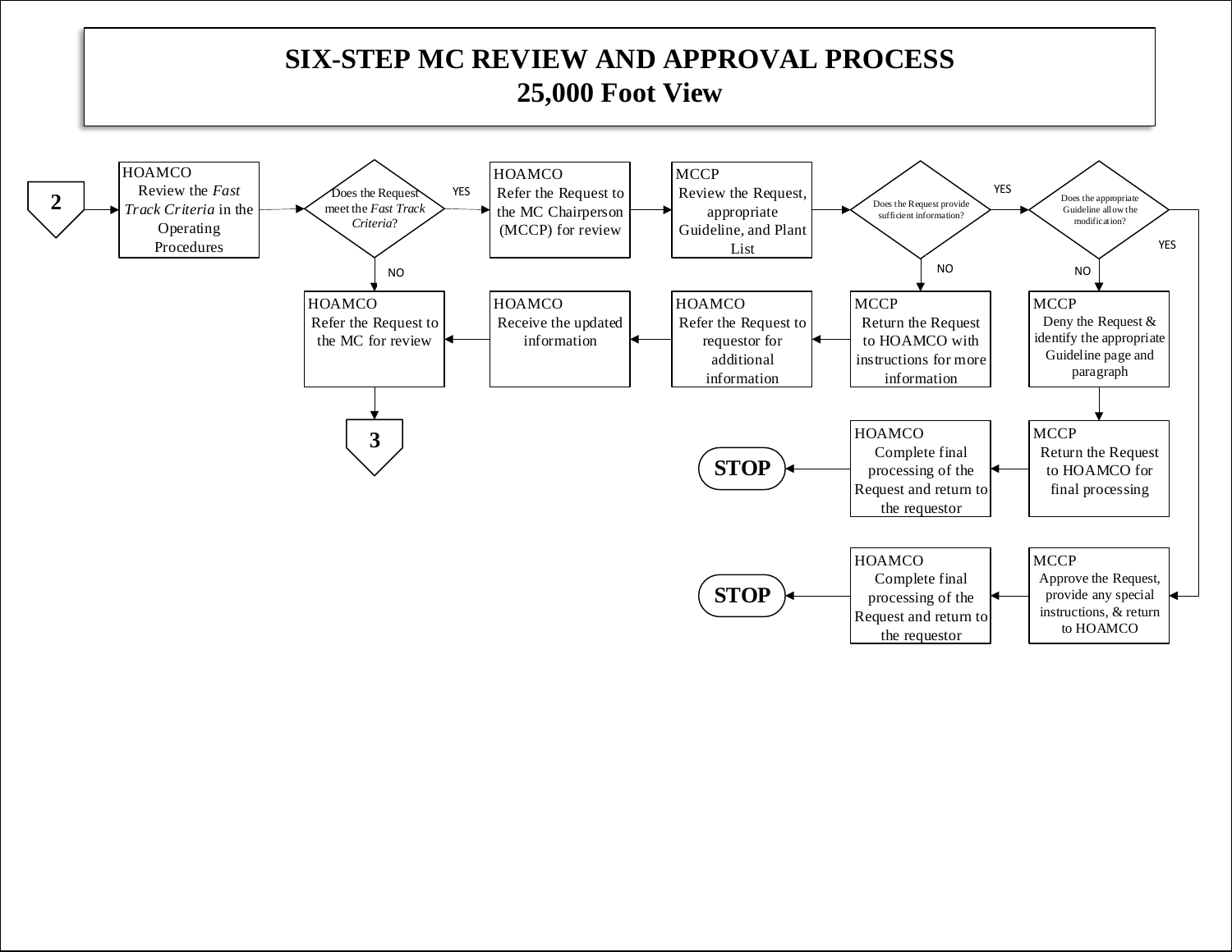# SIX-STEP MC REVIEW AND APPROVAL PROCESS
## 25,000 Foot View

**2**

HOAMCO
Review the *Fast Track Criteria* in the Operating Procedures

Does the Request meet the *Fast Track Criteria*?

YES

HOAMCO
Refer the Request to the MC Chairperson (MCCP) for review

MCCP
Review the Request, appropriate Guideline, and Plant List

Does the Request provide sufficient information?

YES

Does the appropriate Guideline allow the modification?

YES

NO

NO

NO

HOAMCO
Refer the Request to the MC for review

HOAMCO
Receive the updated information

HOAMCO
Refer the Request to requestor for additional information

MCCP
Return the Request to HOAMCO with instructions for more information

MCCP
Deny the Request & identify the appropriate Guideline page and paragraph

**3**

HOAMCO
Complete final processing of the Request and return to the requestor

MCCP
Return the Request to HOAMCO for final processing

**STOP**

HOAMCO
Complete final processing of the Request and return to the requestor

MCCP
Approve the Request, provide any special instructions, & return to HOAMCO

**STOP**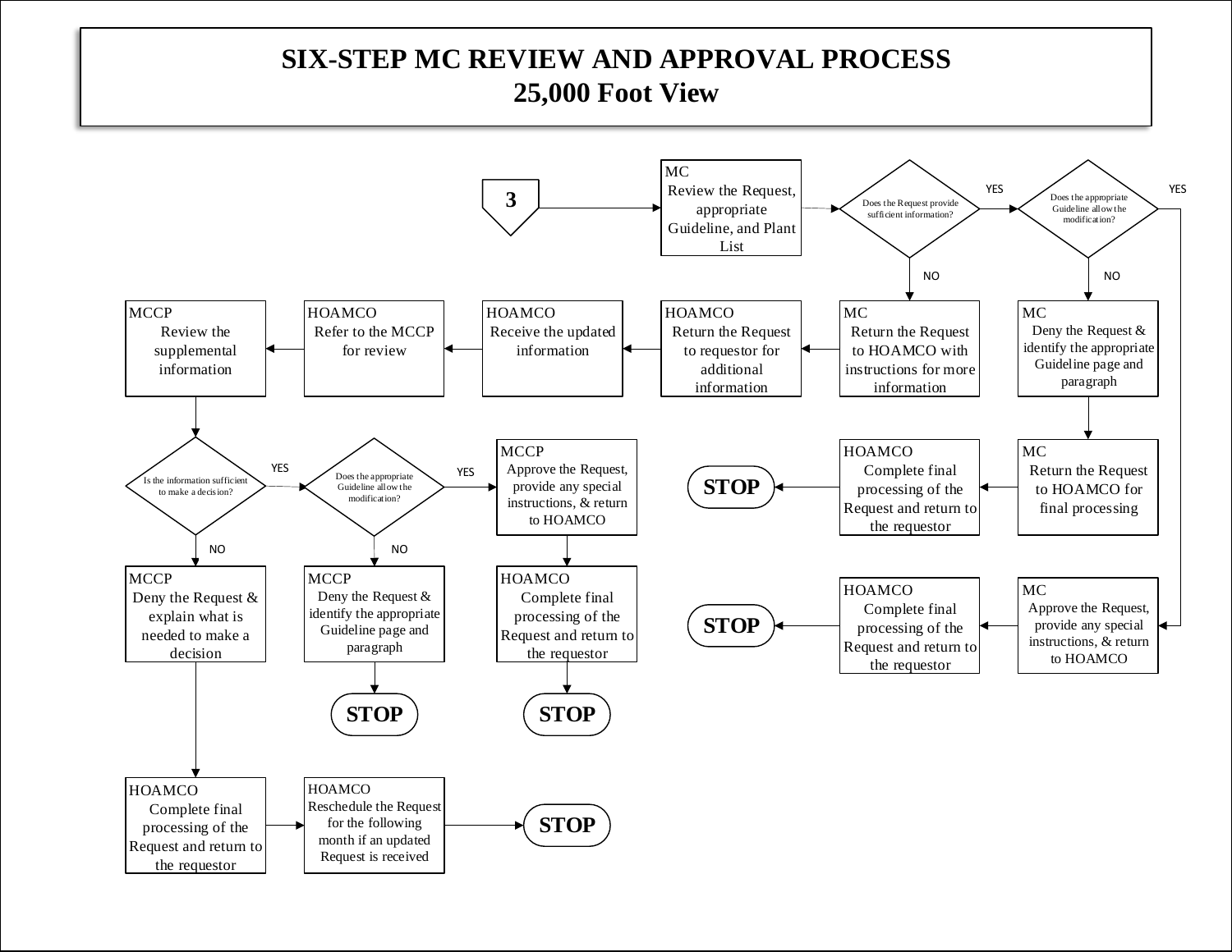# SIX-STEP MC REVIEW AND APPROVAL PROCESS
## 25,000 Foot View

**3** → **MC** Review the Request, appropriate Guideline, and Plant List

**Does the Request provide sufficient information?**

- **YES** → **Does the appropriate Guideline allow the modification?**
  - **YES** → **MC** Approve the Request, provide any special instructions, & return to HOAMCO → **HOAMCO** Complete final processing of the Request and return to the requestor → **STOP**
  - **NO** → **MC** Deny the Request & identify the appropriate Guideline page and paragraph → **MC** Return the Request to HOAMCO for final processing → **HOAMCO** Complete final processing of the Request and return to the requestor → **STOP**
- **NO** → **MC** Return the Request to HOAMCO with instructions for more information → **HOAMCO** Return the Request to requestor for additional information → **HOAMCO** Receive the updated information → **HOAMCO** Refer to the MCCP for review → **MCCP** Review the supplemental information

**Is the information sufficient to make a decision?**

- **YES** → **Does the appropriate Guideline allow the modification?**
  - **YES** → **MCCP** Approve the Request, provide any special instructions, & return to HOAMCO → **HOAMCO** Complete final processing of the Request and return to the requestor → **STOP**
  - **NO** → **MCCP** Deny the Request & identify the appropriate Guideline page and paragraph → **STOP**
- **NO** → **MCCP** Deny the Request & explain what is needed to make a decision → **HOAMCO** Complete final processing of the Request and return to the requestor → **HOAMCO** Reschedule the Request for the following month if an updated Request is received → **STOP**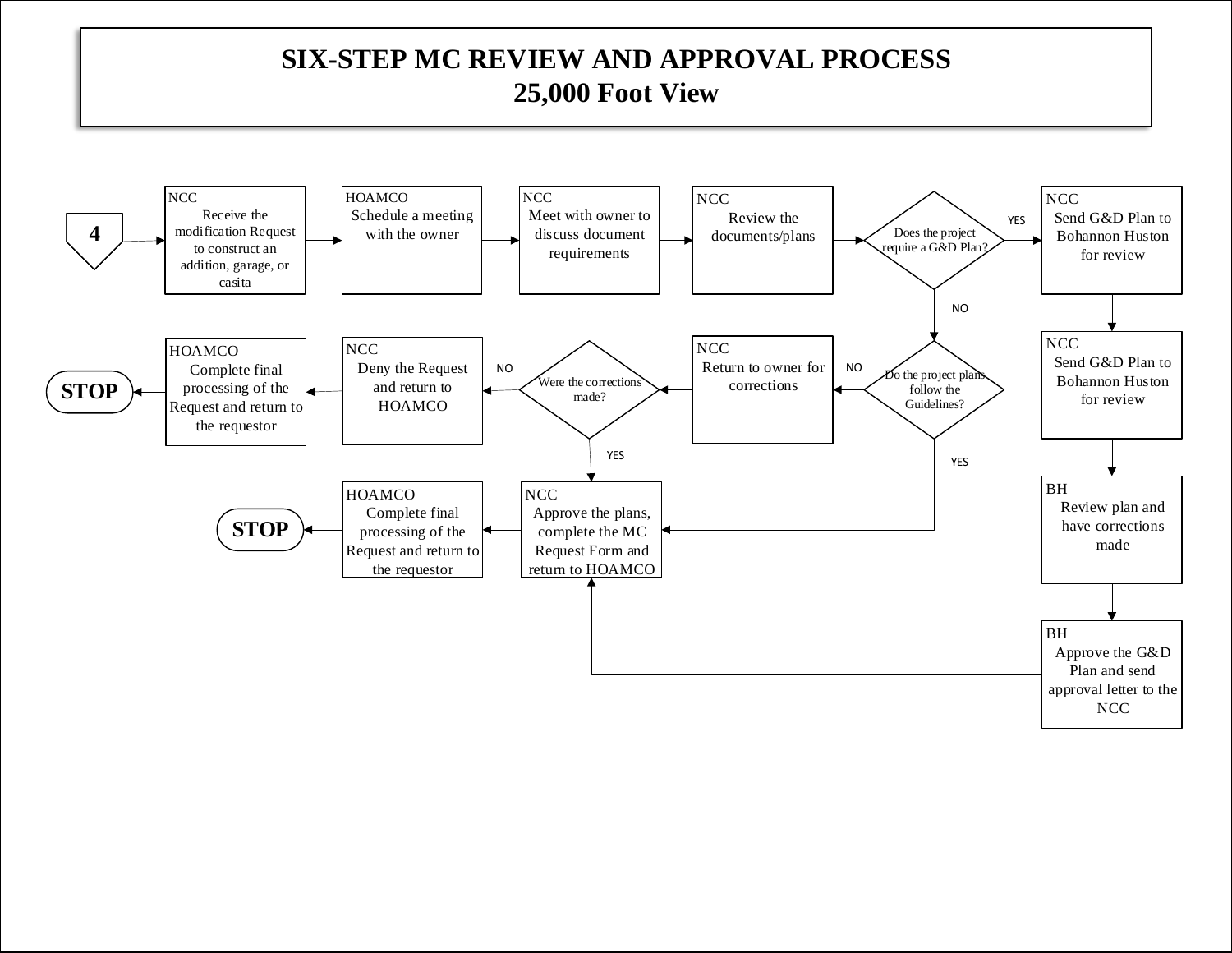# SIX-STEP MC REVIEW AND APPROVAL PROCESS
## 25,000 Foot View

4

NCC
Receive the modification Request to construct an addition, garage, or casita

HOAMCO
Schedule a meeting with the owner

NCC
Meet with owner to discuss document requirements

NCC
Review the documents/plans

Does the project require a G&D Plan?

YES

NCC
Send G&D Plan to Bohannon Huston for review

NO

NCC
Send G&D Plan to Bohannon Huston for review

Do the project plans follow the Guidelines?

NO

NCC
Return to owner for corrections

Were the corrections made?

NO

NCC
Deny the Request and return to HOAMCO

HOAMCO
Complete final processing of the Request and return to the requestor

STOP

YES

YES

BH
Review plan and have corrections made

NCC
Approve the plans, complete the MC Request Form and return to HOAMCO

HOAMCO
Complete final processing of the Request and return to the requestor

STOP

BH
Approve the G&D Plan and send approval letter to the NCC